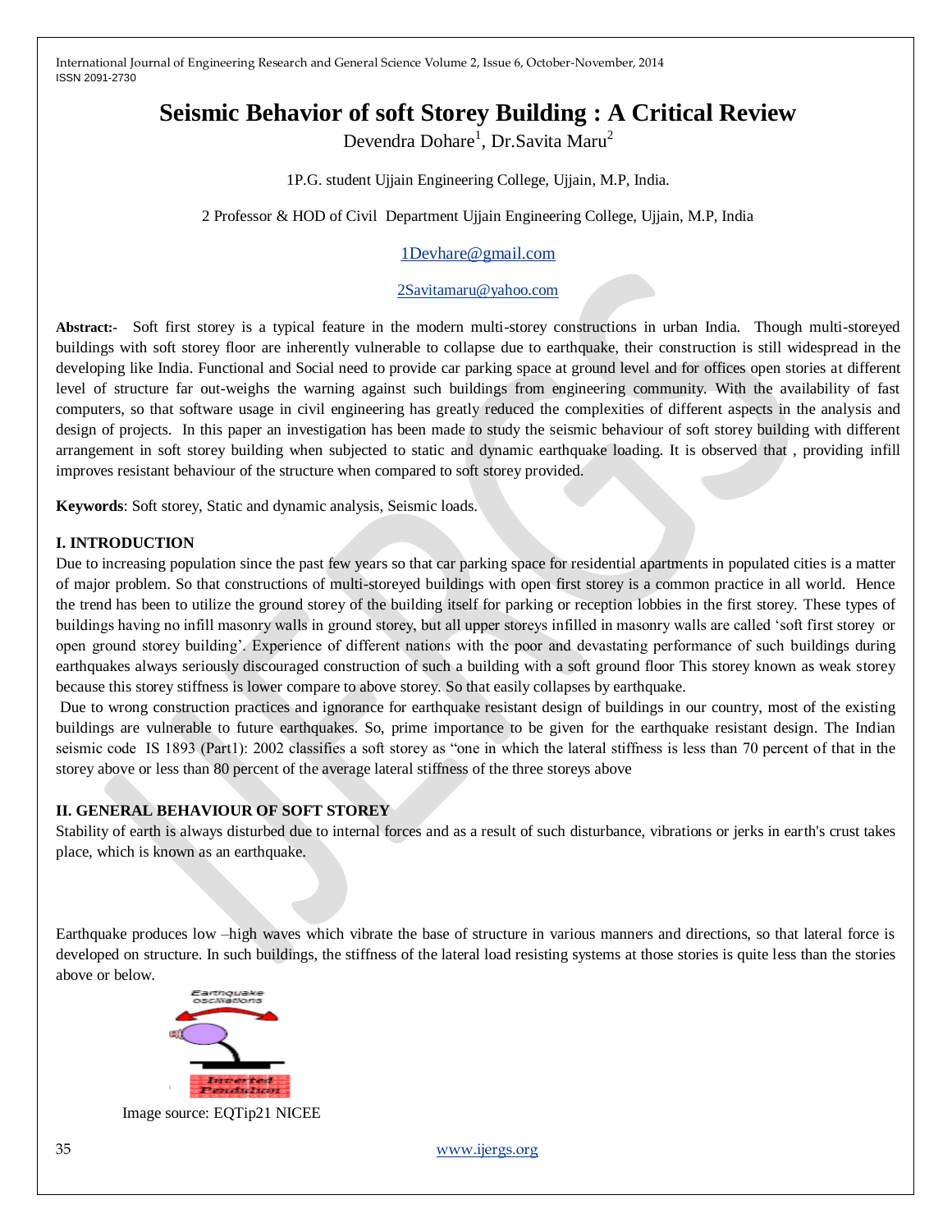# Seismic Behavior of soft Storey Building : A Critical Review

Devendra Dohare[1], Dr.Savita Maru[2]

1P.G. student Ujjain Engineering College, Ujjain, M.P, India.

2 Professor & HOD of Civil Department Ujjain Engineering College, Ujjain, M.P, India

1Devhare@gmail.com

2Savitamaru@yahoo.com

**Abstract:-** Soft first storey is a typical feature in the modern multi-storey constructions in urban India. Though multi-storeyed buildings with soft storey floor are inherently vulnerable to collapse due to earthquake, their construction is still widespread in the developing like India. Functional and Social need to provide car parking space at ground level and for offices open stories at different level of structure far out-weighs the warning against such buildings from engineering community. With the availability of fast computers, so that software usage in civil engineering has greatly reduced the complexities of different aspects in the analysis and design of projects. In this paper an investigation has been made to study the seismic behaviour of soft storey building with different arrangement in soft storey building when subjected to static and dynamic earthquake loading. It is observed that , providing infill improves resistant behaviour of the structure when compared to soft storey provided.

**Keywords**: Soft storey, Static and dynamic analysis, Seismic loads.

## I. INTRODUCTION

Due to increasing population since the past few years so that car parking space for residential apartments in populated cities is a matter of major problem. So that constructions of multi-storeyed buildings with open first storey is a common practice in all world. Hence the trend has been to utilize the ground storey of the building itself for parking or reception lobbies in the first storey. These types of buildings having no infill masonry walls in ground storey, but all upper storeys infilled in masonry walls are called 'soft first storey or open ground storey building'. Experience of different nations with the poor and devastating performance of such buildings during earthquakes always seriously discouraged construction of such a building with a soft ground floor This storey known as weak storey because this storey stiffness is lower compare to above storey. So that easily collapses by earthquake.

Due to wrong construction practices and ignorance for earthquake resistant design of buildings in our country, most of the existing buildings are vulnerable to future earthquakes. So, prime importance to be given for the earthquake resistant design. The Indian seismic code IS 1893 (Part1): 2002 classifies a soft storey as "one in which the lateral stiffness is less than 70 percent of that in the storey above or less than 80 percent of the average lateral stiffness of the three storeys above

## II. GENERAL BEHAVIOUR OF SOFT STOREY

Stability of earth is always disturbed due to internal forces and as a result of such disturbance, vibrations or jerks in earth's crust takes place, which is known as an earthquake.

Earthquake produces low –high waves which vibrate the base of structure in various manners and directions, so that lateral force is developed on structure. In such buildings, the stiffness of the lateral load resisting systems at those stories is quite less than the stories above or below.

Image source: EQTip21 NICEE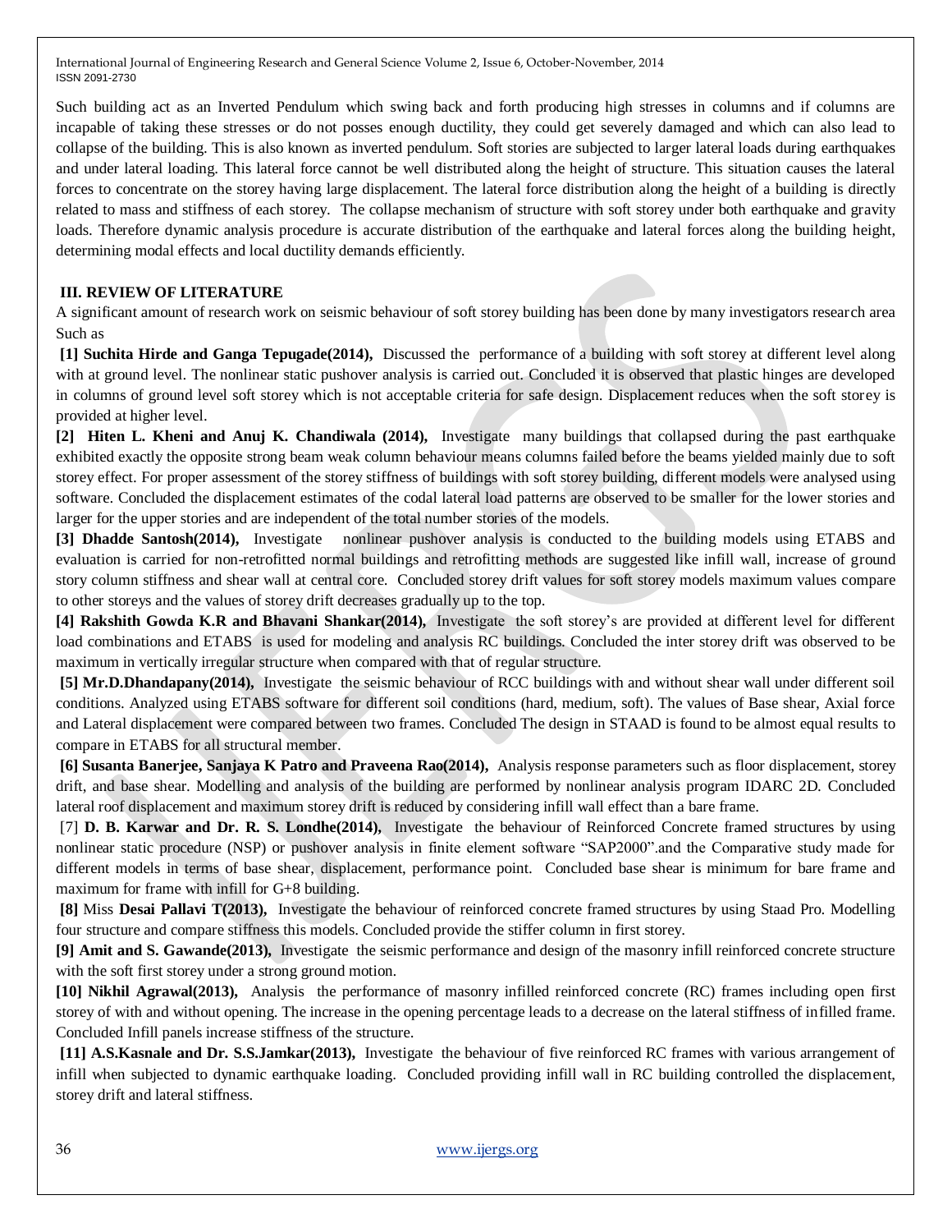Such building act as an Inverted Pendulum which swing back and forth producing high stresses in columns and if columns are incapable of taking these stresses or do not posses enough ductility, they could get severely damaged and which can also lead to collapse of the building. This is also known as inverted pendulum. Soft stories are subjected to larger lateral loads during earthquakes and under lateral loading. This lateral force cannot be well distributed along the height of structure. This situation causes the lateral forces to concentrate on the storey having large displacement. The lateral force distribution along the height of a building is directly related to mass and stiffness of each storey. The collapse mechanism of structure with soft storey under both earthquake and gravity loads. Therefore dynamic analysis procedure is accurate distribution of the earthquake and lateral forces along the building height, determining modal effects and local ductility demands efficiently.

## III. REVIEW OF LITERATURE

A significant amount of research work on seismic behaviour of soft storey building has been done by many investigators research area Such as

**[1] Suchita Hirde and Ganga Tepugade(2014),** Discussed the performance of a building with soft storey at different level along with at ground level. The nonlinear static pushover analysis is carried out. Concluded it is observed that plastic hinges are developed in columns of ground level soft storey which is not acceptable criteria for safe design. Displacement reduces when the soft storey is provided at higher level.

**[2] Hiten L. Kheni and Anuj K. Chandiwala (2014),** Investigate many buildings that collapsed during the past earthquake exhibited exactly the opposite strong beam weak column behaviour means columns failed before the beams yielded mainly due to soft storey effect. For proper assessment of the storey stiffness of buildings with soft storey building, different models were analysed using software. Concluded the displacement estimates of the codal lateral load patterns are observed to be smaller for the lower stories and larger for the upper stories and are independent of the total number stories of the models.

**[3] Dhadde Santosh(2014),** Investigate nonlinear pushover analysis is conducted to the building models using ETABS and evaluation is carried for non-retrofitted normal buildings and retrofitting methods are suggested like infill wall, increase of ground story column stiffness and shear wall at central core. Concluded storey drift values for soft storey models maximum values compare to other storeys and the values of storey drift decreases gradually up to the top.

**[4] Rakshith Gowda K.R and Bhavani Shankar(2014),** Investigate the soft storey's are provided at different level for different load combinations and ETABS is used for modeling and analysis RC buildings. Concluded the inter storey drift was observed to be maximum in vertically irregular structure when compared with that of regular structure.

**[5] Mr.D.Dhandapany(2014),** Investigate the seismic behaviour of RCC buildings with and without shear wall under different soil conditions. Analyzed using ETABS software for different soil conditions (hard, medium, soft). The values of Base shear, Axial force and Lateral displacement were compared between two frames. Concluded The design in STAAD is found to be almost equal results to compare in ETABS for all structural member.

**[6] Susanta Banerjee, Sanjaya K Patro and Praveena Rao(2014),** Analysis response parameters such as floor displacement, storey drift, and base shear. Modelling and analysis of the building are performed by nonlinear analysis program IDARC 2D. Concluded lateral roof displacement and maximum storey drift is reduced by considering infill wall effect than a bare frame.

[7] **D. B. Karwar and Dr. R. S. Londhe(2014),** Investigate the behaviour of Reinforced Concrete framed structures by using nonlinear static procedure (NSP) or pushover analysis in finite element software "SAP2000".and the Comparative study made for different models in terms of base shear, displacement, performance point. Concluded base shear is minimum for bare frame and maximum for frame with infill for G+8 building.

**[8]** Miss **Desai Pallavi T(2013),** Investigate the behaviour of reinforced concrete framed structures by using Staad Pro. Modelling four structure and compare stiffness this models. Concluded provide the stiffer column in first storey.

**[9] Amit and S. Gawande(2013),** Investigate the seismic performance and design of the masonry infill reinforced concrete structure with the soft first storey under a strong ground motion.

**[10] Nikhil Agrawal(2013),** Analysis the performance of masonry infilled reinforced concrete (RC) frames including open first storey of with and without opening. The increase in the opening percentage leads to a decrease on the lateral stiffness of infilled frame. Concluded Infill panels increase stiffness of the structure.

**[11] A.S.Kasnale and Dr. S.S.Jamkar(2013),** Investigate the behaviour of five reinforced RC frames with various arrangement of infill when subjected to dynamic earthquake loading. Concluded providing infill wall in RC building controlled the displacement, storey drift and lateral stiffness.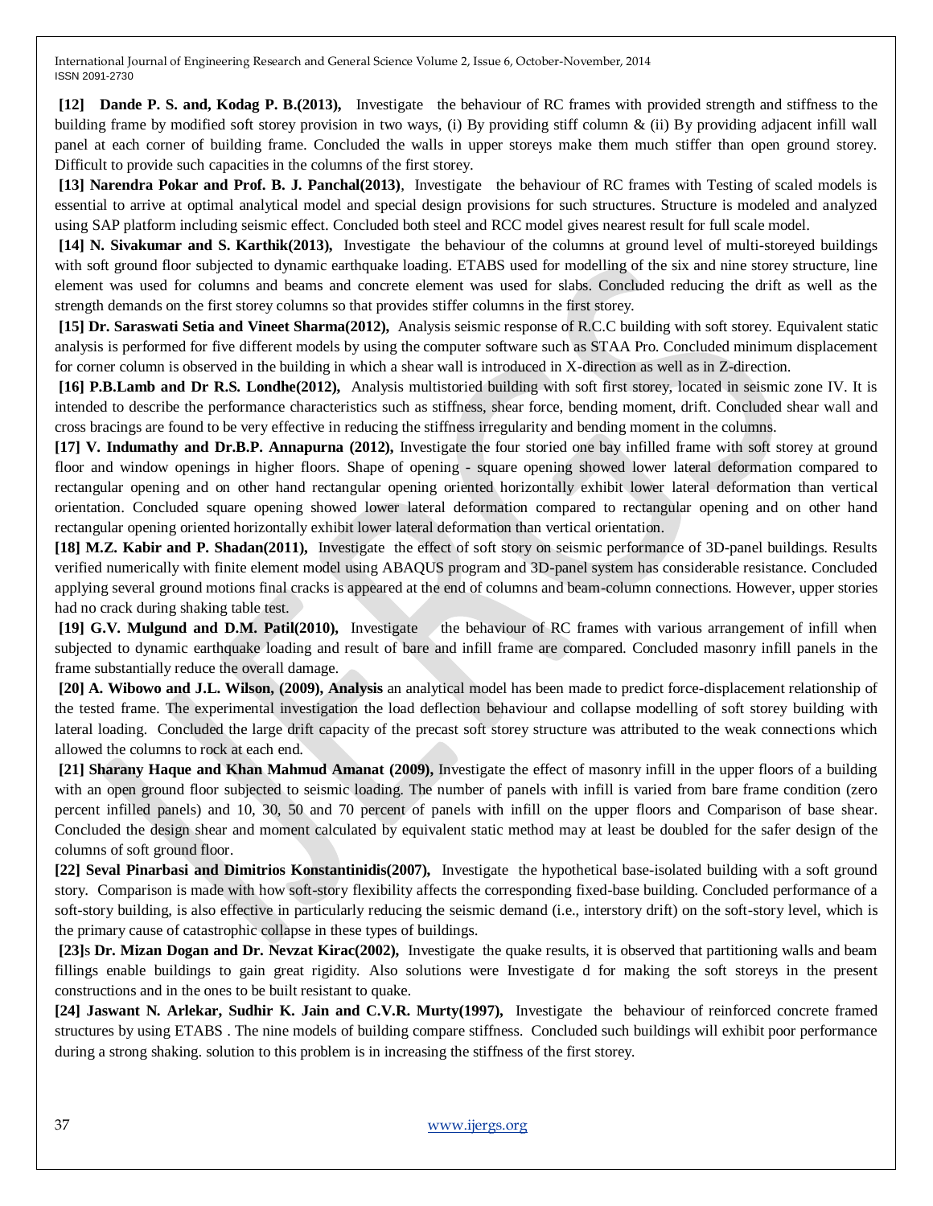**[12] Dande P. S. and, Kodag P. B.(2013),** Investigate the behaviour of RC frames with provided strength and stiffness to the building frame by modified soft storey provision in two ways, (i) By providing stiff column & (ii) By providing adjacent infill wall panel at each corner of building frame. Concluded the walls in upper storeys make them much stiffer than open ground storey. Difficult to provide such capacities in the columns of the first storey.

**[13] Narendra Pokar and Prof. B. J. Panchal(2013)**, Investigate the behaviour of RC frames with Testing of scaled models is essential to arrive at optimal analytical model and special design provisions for such structures. Structure is modeled and analyzed using SAP platform including seismic effect. Concluded both steel and RCC model gives nearest result for full scale model.

**[14] N. Sivakumar and S. Karthik(2013),** Investigate the behaviour of the columns at ground level of multi-storeyed buildings with soft ground floor subjected to dynamic earthquake loading. ETABS used for modelling of the six and nine storey structure, line element was used for columns and beams and concrete element was used for slabs. Concluded reducing the drift as well as the strength demands on the first storey columns so that provides stiffer columns in the first storey.

**[15] Dr. Saraswati Setia and Vineet Sharma(2012),** Analysis seismic response of R.C.C building with soft storey. Equivalent static analysis is performed for five different models by using the computer software such as STAA Pro. Concluded minimum displacement for corner column is observed in the building in which a shear wall is introduced in X-direction as well as in Z-direction.

**[16] P.B.Lamb and Dr R.S. Londhe(2012),** Analysis multistoried building with soft first storey, located in seismic zone IV. It is intended to describe the performance characteristics such as stiffness, shear force, bending moment, drift. Concluded shear wall and cross bracings are found to be very effective in reducing the stiffness irregularity and bending moment in the columns.

**[17] V. Indumathy and Dr.B.P. Annapurna (2012),** Investigate the four storied one bay infilled frame with soft storey at ground floor and window openings in higher floors. Shape of opening - square opening showed lower lateral deformation compared to rectangular opening and on other hand rectangular opening oriented horizontally exhibit lower lateral deformation than vertical orientation. Concluded square opening showed lower lateral deformation compared to rectangular opening and on other hand rectangular opening oriented horizontally exhibit lower lateral deformation than vertical orientation.

**[18] M.Z. Kabir and P. Shadan(2011),** Investigate the effect of soft story on seismic performance of 3D-panel buildings. Results verified numerically with finite element model using ABAQUS program and 3D-panel system has considerable resistance. Concluded applying several ground motions final cracks is appeared at the end of columns and beam-column connections. However, upper stories had no crack during shaking table test.

**[19] G.V. Mulgund and D.M. Patil(2010),** Investigate the behaviour of RC frames with various arrangement of infill when subjected to dynamic earthquake loading and result of bare and infill frame are compared. Concluded masonry infill panels in the frame substantially reduce the overall damage.

**[20] A. Wibowo and J.L. Wilson, (2009), Analysis** an analytical model has been made to predict force-displacement relationship of the tested frame. The experimental investigation the load deflection behaviour and collapse modelling of soft storey building with lateral loading. Concluded the large drift capacity of the precast soft storey structure was attributed to the weak connections which allowed the columns to rock at each end.

**[21] Sharany Haque and Khan Mahmud Amanat (2009),** Investigate the effect of masonry infill in the upper floors of a building with an open ground floor subjected to seismic loading. The number of panels with infill is varied from bare frame condition (zero percent infilled panels) and 10, 30, 50 and 70 percent of panels with infill on the upper floors and Comparison of base shear. Concluded the design shear and moment calculated by equivalent static method may at least be doubled for the safer design of the columns of soft ground floor.

**[22] Seval Pinarbasi and Dimitrios Konstantinidis(2007),** Investigate the hypothetical base-isolated building with a soft ground story. Comparison is made with how soft-story flexibility affects the corresponding fixed-base building. Concluded performance of a soft-story building, is also effective in particularly reducing the seismic demand (i.e., interstory drift) on the soft-story level, which is the primary cause of catastrophic collapse in these types of buildings.

**[23]s Dr. Mizan Dogan and Dr. Nevzat Kirac(2002),** Investigate the quake results, it is observed that partitioning walls and beam fillings enable buildings to gain great rigidity. Also solutions were Investigate d for making the soft storeys in the present constructions and in the ones to be built resistant to quake.

**[24] Jaswant N. Arlekar, Sudhir K. Jain and C.V.R. Murty(1997),** Investigate the behaviour of reinforced concrete framed structures by using ETABS . The nine models of building compare stiffness. Concluded such buildings will exhibit poor performance during a strong shaking. solution to this problem is in increasing the stiffness of the first storey.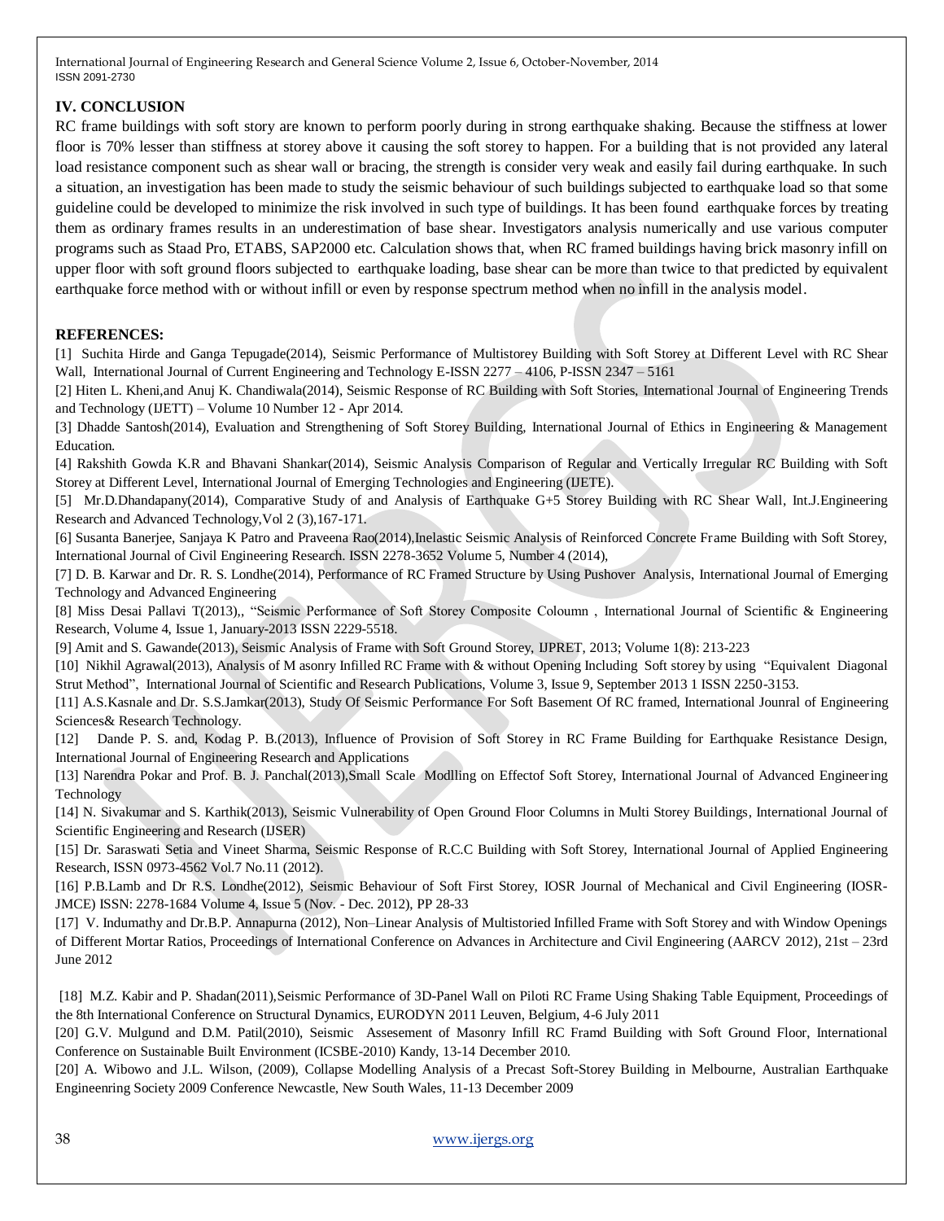## IV. CONCLUSION

RC frame buildings with soft story are known to perform poorly during in strong earthquake shaking. Because the stiffness at lower floor is 70% lesser than stiffness at storey above it causing the soft storey to happen. For a building that is not provided any lateral load resistance component such as shear wall or bracing, the strength is consider very weak and easily fail during earthquake. In such a situation, an investigation has been made to study the seismic behaviour of such buildings subjected to earthquake load so that some guideline could be developed to minimize the risk involved in such type of buildings. It has been found earthquake forces by treating them as ordinary frames results in an underestimation of base shear. Investigators analysis numerically and use various computer programs such as Staad Pro, ETABS, SAP2000 etc. Calculation shows that, when RC framed buildings having brick masonry infill on upper floor with soft ground floors subjected to earthquake loading, base shear can be more than twice to that predicted by equivalent earthquake force method with or without infill or even by response spectrum method when no infill in the analysis model.

## REFERENCES:

[1] Suchita Hirde and Ganga Tepugade(2014), Seismic Performance of Multistorey Building with Soft Storey at Different Level with RC Shear Wall, International Journal of Current Engineering and Technology E-ISSN 2277 – 4106, P-ISSN 2347 – 5161

[2] Hiten L. Kheni,and Anuj K. Chandiwala(2014), Seismic Response of RC Building with Soft Stories, International Journal of Engineering Trends and Technology (IJETT) – Volume 10 Number 12 - Apr 2014.

[3] Dhadde Santosh(2014), Evaluation and Strengthening of Soft Storey Building, International Journal of Ethics in Engineering & Management Education.

[4] Rakshith Gowda K.R and Bhavani Shankar(2014), Seismic Analysis Comparison of Regular and Vertically Irregular RC Building with Soft Storey at Different Level, International Journal of Emerging Technologies and Engineering (IJETE).

[5] Mr.D.Dhandapany(2014), Comparative Study of and Analysis of Earthquake G+5 Storey Building with RC Shear Wall, Int.J.Engineering Research and Advanced Technology,Vol 2 (3),167-171.

[6] Susanta Banerjee, Sanjaya K Patro and Praveena Rao(2014),Inelastic Seismic Analysis of Reinforced Concrete Frame Building with Soft Storey, International Journal of Civil Engineering Research. ISSN 2278-3652 Volume 5, Number 4 (2014),

[7] D. B. Karwar and Dr. R. S. Londhe(2014), Performance of RC Framed Structure by Using Pushover Analysis, International Journal of Emerging Technology and Advanced Engineering

[8] Miss Desai Pallavi T(2013),, "Seismic Performance of Soft Storey Composite Coloumn , International Journal of Scientific & Engineering Research, Volume 4, Issue 1, January-2013 ISSN 2229-5518.

[9] Amit and S. Gawande(2013), Seismic Analysis of Frame with Soft Ground Storey, IJPRET, 2013; Volume 1(8): 213-223

[10] Nikhil Agrawal(2013), Analysis of M asonry Infilled RC Frame with & without Opening Including Soft storey by using "Equivalent Diagonal Strut Method", International Journal of Scientific and Research Publications, Volume 3, Issue 9, September 2013 1 ISSN 2250-3153.

[11] A.S.Kasnale and Dr. S.S.Jamkar(2013), Study Of Seismic Performance For Soft Basement Of RC framed, International Jounral of Engineering Sciences& Research Technology.

[12] Dande P. S. and, Kodag P. B.(2013), Influence of Provision of Soft Storey in RC Frame Building for Earthquake Resistance Design, International Journal of Engineering Research and Applications

[13] Narendra Pokar and Prof. B. J. Panchal(2013),Small Scale Modlling on Effectof Soft Storey, International Journal of Advanced Engineering Technology

[14] N. Sivakumar and S. Karthik(2013), Seismic Vulnerability of Open Ground Floor Columns in Multi Storey Buildings, International Journal of Scientific Engineering and Research (IJSER)

[15] Dr. Saraswati Setia and Vineet Sharma, Seismic Response of R.C.C Building with Soft Storey, International Journal of Applied Engineering Research, ISSN 0973-4562 Vol.7 No.11 (2012).

[16] P.B.Lamb and Dr R.S. Londhe(2012), Seismic Behaviour of Soft First Storey, IOSR Journal of Mechanical and Civil Engineering (IOSR-JMCE) ISSN: 2278-1684 Volume 4, Issue 5 (Nov. - Dec. 2012), PP 28-33

[17] V. Indumathy and Dr.B.P. Annapurna (2012), Non–Linear Analysis of Multistoried Infilled Frame with Soft Storey and with Window Openings of Different Mortar Ratios, Proceedings of International Conference on Advances in Architecture and Civil Engineering (AARCV 2012), 21st – 23rd June 2012

[18] M.Z. Kabir and P. Shadan(2011),Seismic Performance of 3D-Panel Wall on Piloti RC Frame Using Shaking Table Equipment, Proceedings of the 8th International Conference on Structural Dynamics, EURODYN 2011 Leuven, Belgium, 4-6 July 2011

[20] G.V. Mulgund and D.M. Patil(2010), Seismic Assesement of Masonry Infill RC Framd Building with Soft Ground Floor, International Conference on Sustainable Built Environment (ICSBE-2010) Kandy, 13-14 December 2010.

[20] A. Wibowo and J.L. Wilson, (2009), Collapse Modelling Analysis of a Precast Soft-Storey Building in Melbourne, Australian Earthquake Engineenring Society 2009 Conference Newcastle, New South Wales, 11-13 December 2009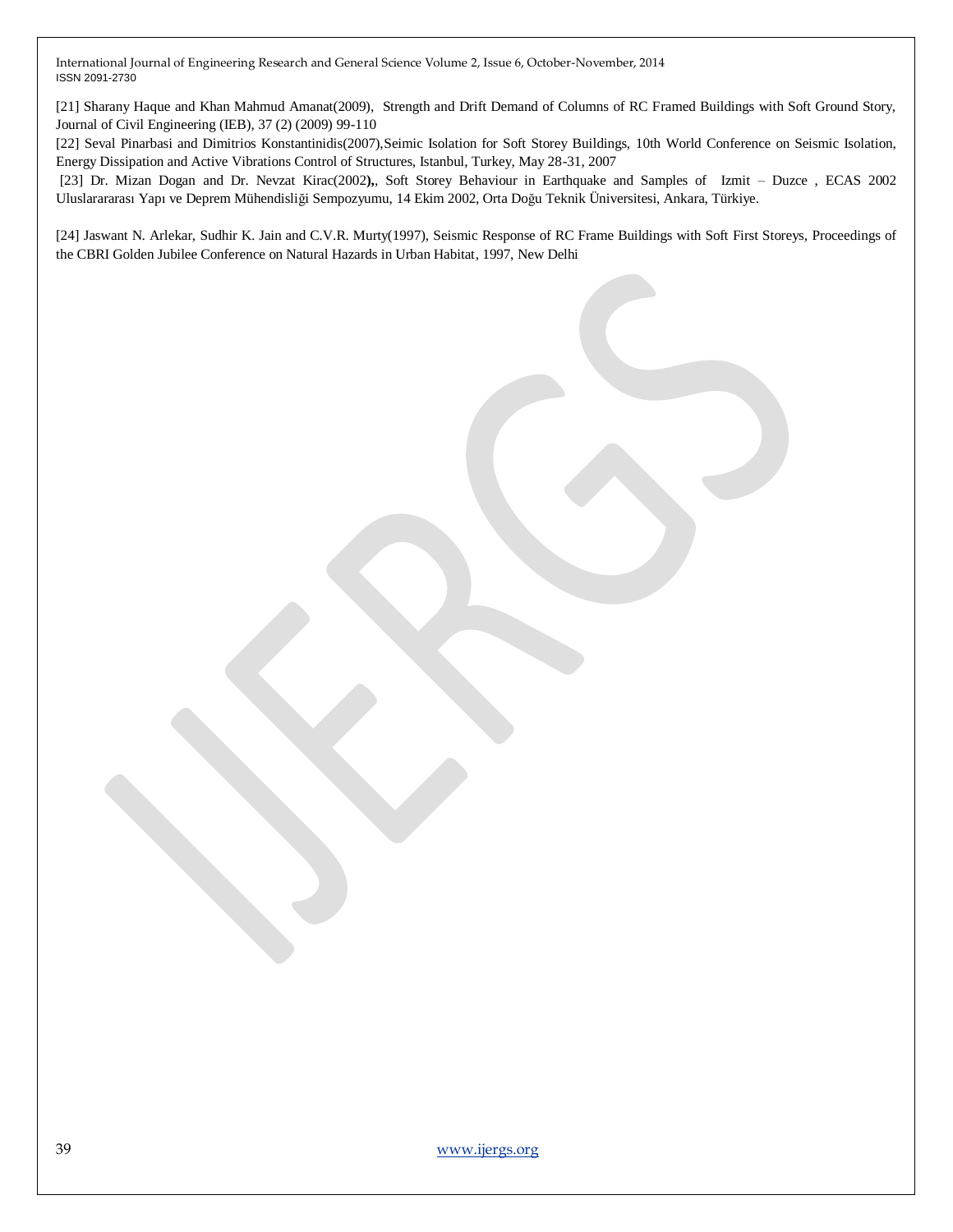[21] Sharany Haque and Khan Mahmud Amanat(2009), Strength and Drift Demand of Columns of RC Framed Buildings with Soft Ground Story, Journal of Civil Engineering (IEB), 37 (2) (2009) 99-110

[22] Seval Pinarbasi and Dimitrios Konstantinidis(2007),Seimic Isolation for Soft Storey Buildings, 10th World Conference on Seismic Isolation, Energy Dissipation and Active Vibrations Control of Structures, Istanbul, Turkey, May 28-31, 2007

[23] Dr. Mizan Dogan and Dr. Nevzat Kirac(2002),, Soft Storey Behaviour in Earthquake and Samples of Izmit – Duzce , ECAS 2002 Uluslarararası Yapı ve Deprem Mühendisliği Sempozyumu, 14 Ekim 2002, Orta Doğu Teknik Üniversitesi, Ankara, Türkiye.

[24] Jaswant N. Arlekar, Sudhir K. Jain and C.V.R. Murty(1997), Seismic Response of RC Frame Buildings with Soft First Storeys, Proceedings of the CBRI Golden Jubilee Conference on Natural Hazards in Urban Habitat, 1997, New Delhi